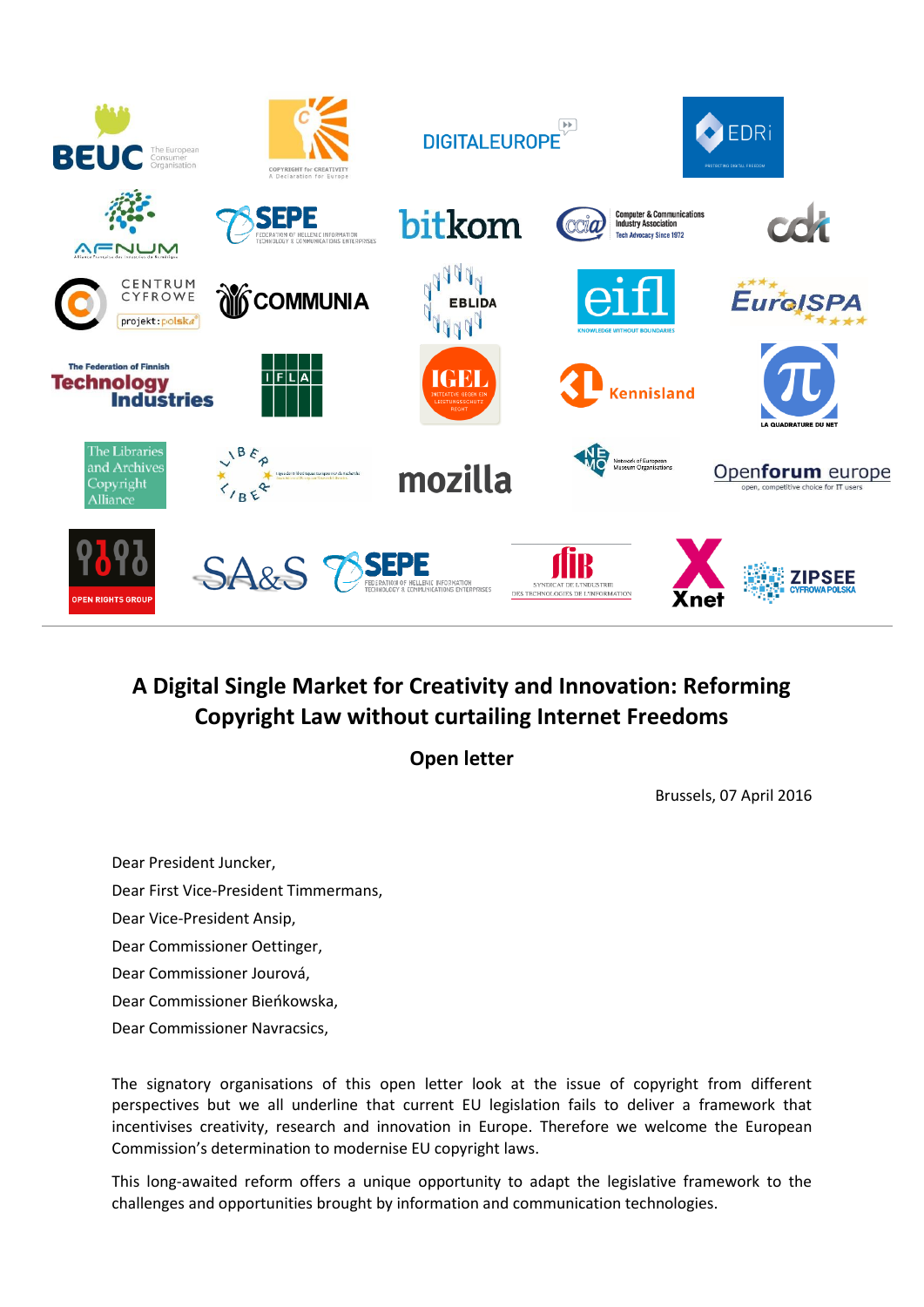# A Digital Single Market for Creativity and Innovation: Reforming Copyright Law without curtailing Internet Freedoms

## Open letter

Brussels, 07 April 2016

Dear President Juncker,

Dear First Vice-President Timmermans,

Dear Vice-President Ansip,

Dear Commissioner Oettinger,

Dear Commissioner Jourová,

Dear Commissioner Bieńkowska,

Dear Commissioner Navracsics,

The signatory organisations of this open letter look at the issue of copyright from different perspectives but we all underline that current EU legislation fails to deliver a framework that incentivises creativity, research and innovation in Europe. Therefore we welcome the European Commission's determination to modernise EU copyright laws.

This long-awaited reform offers a unique opportunity to adapt the legislative framework to the challenges and opportunities brought by information and communication technologies.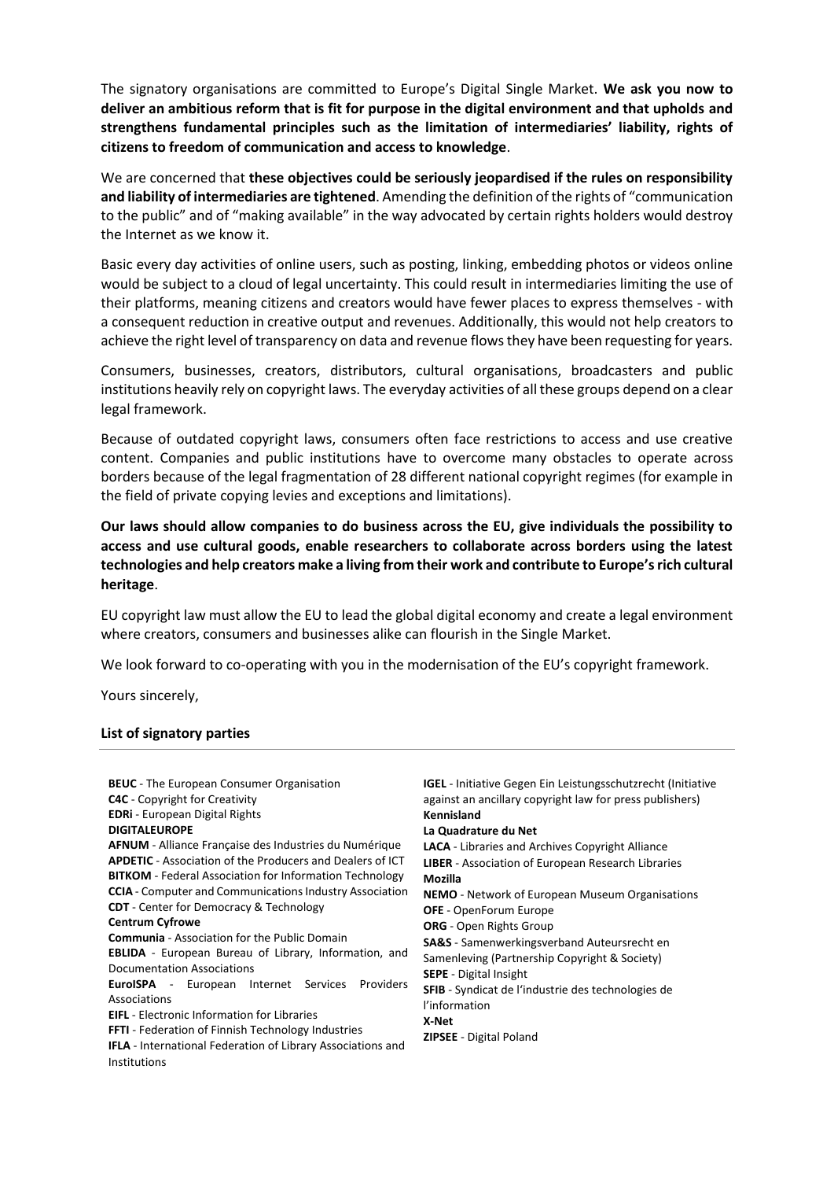The signatory organisations are committed to Europe's Digital Single Market. **We ask you now to deliver an ambitious reform that is fit for purpose in the digital environment and that upholds and strengthens fundamental principles such as the limitation of intermediaries' liability, rights of citizens to freedom of communication and access to knowledge**.

We are concerned that **these objectives could be seriously jeopardised if the rules on responsibility and liability of intermediaries are tightened**. Amending the definition of the rights of "communication to the public" and of "making available" in the way advocated by certain rights holders would destroy the Internet as we know it.

Basic every day activities of online users, such as posting, linking, embedding photos or videos online would be subject to a cloud of legal uncertainty. This could result in intermediaries limiting the use of their platforms, meaning citizens and creators would have fewer places to express themselves - with a consequent reduction in creative output and revenues. Additionally, this would not help creators to achieve the right level of transparency on data and revenue flows they have been requesting for years.

Consumers, businesses, creators, distributors, cultural organisations, broadcasters and public institutions heavily rely on copyright laws. The everyday activities of all these groups depend on a clear legal framework.

Because of outdated copyright laws, consumers often face restrictions to access and use creative content. Companies and public institutions have to overcome many obstacles to operate across borders because of the legal fragmentation of 28 different national copyright regimes (for example in the field of private copying levies and exceptions and limitations).

**Our laws should allow companies to do business across the EU, give individuals the possibility to access and use cultural goods, enable researchers to collaborate across borders using the latest technologies and help creators make a living from their work and contribute to Europe's rich cultural heritage**.

EU copyright law must allow the EU to lead the global digital economy and create a legal environment where creators, consumers and businesses alike can flourish in the Single Market.

We look forward to co-operating with you in the modernisation of the EU's copyright framework.

Yours sincerely,

**List of signatory parties**

**BEUC** - The European Consumer Organisation
**C4C** - Copyright for Creativity
**EDRi** - European Digital Rights
**DIGITALEUROPE**
**AFNUM** - Alliance Française des Industries du Numérique
**APDETIC** - Association of the Producers and Dealers of ICT
**BITKOM** - Federal Association for Information Technology
**CCIA** - Computer and Communications Industry Association
**CDT** - Center for Democracy & Technology
**Centrum Cyfrowe**
**Communia** - Association for the Public Domain
**EBLIDA** - European Bureau of Library, Information, and Documentation Associations
**EuroISPA** - European Internet Services Providers Associations
**EIFL** - Electronic Information for Libraries
**FFTI** - Federation of Finnish Technology Industries
**IFLA** - International Federation of Library Associations and Institutions
**IGEL** - Initiative Gegen Ein Leistungsschutzrecht (Initiative against an ancillary copyright law for press publishers)
**Kennisland**
**La Quadrature du Net**
**LACA** - Libraries and Archives Copyright Alliance
**LIBER** - Association of European Research Libraries
**Mozilla**
**NEMO** - Network of European Museum Organisations
**OFE** - OpenForum Europe
**ORG** - Open Rights Group
**SA&S** - Samenwerkingsverband Auteursrecht en Samenleving (Partnership Copyright & Society)
**SEPE** - Digital Insight
**SFIB** - Syndicat de l'industrie des technologies de l'information
**X-Net**
**ZIPSEE** - Digital Poland